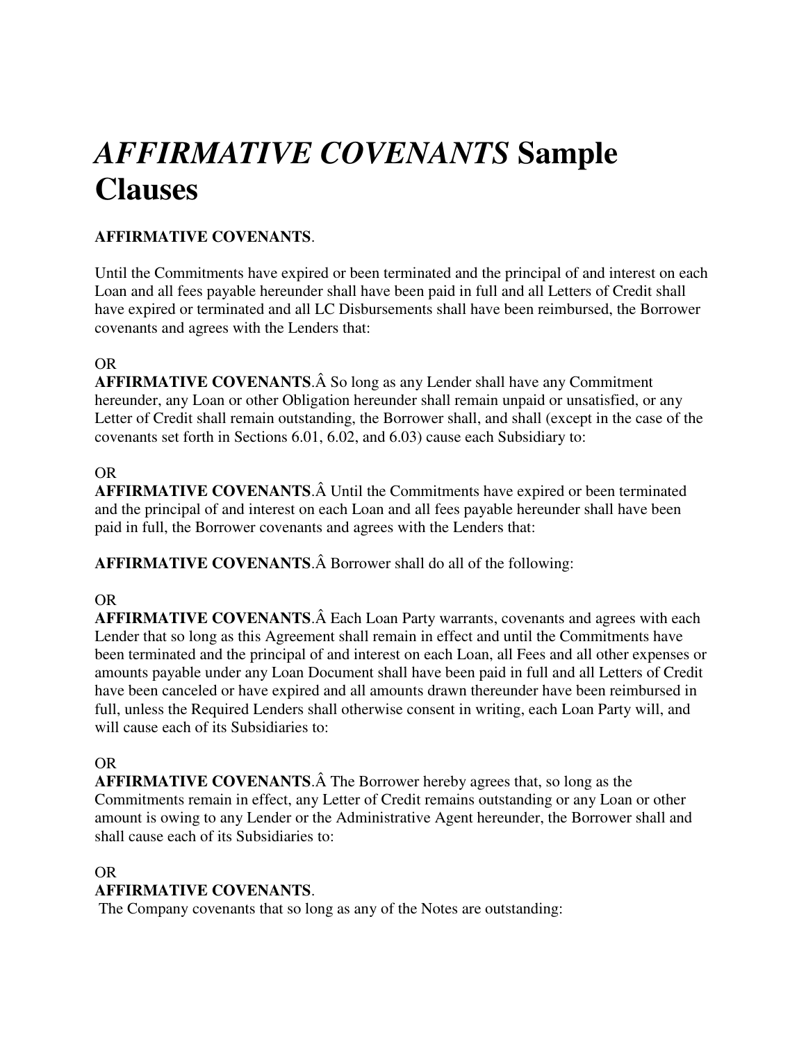# *AFFIRMATIVE COVENANTS* Sample Clauses

**AFFIRMATIVE COVENANTS**.

Until the Commitments have expired or been terminated and the principal of and interest on each Loan and all fees payable hereunder shall have been paid in full and all Letters of Credit shall have expired or terminated and all LC Disbursements shall have been reimbursed, the Borrower covenants and agrees with the Lenders that:

OR

**AFFIRMATIVE COVENANTS**.Â So long as any Lender shall have any Commitment hereunder, any Loan or other Obligation hereunder shall remain unpaid or unsatisfied, or any Letter of Credit shall remain outstanding, the Borrower shall, and shall (except in the case of the covenants set forth in Sections 6.01, 6.02, and 6.03) cause each Subsidiary to:

OR

**AFFIRMATIVE COVENANTS**.Â Until the Commitments have expired or been terminated and the principal of and interest on each Loan and all fees payable hereunder shall have been paid in full, the Borrower covenants and agrees with the Lenders that:

**AFFIRMATIVE COVENANTS**.Â Borrower shall do all of the following:

OR

**AFFIRMATIVE COVENANTS**.Â Each Loan Party warrants, covenants and agrees with each Lender that so long as this Agreement shall remain in effect and until the Commitments have been terminated and the principal of and interest on each Loan, all Fees and all other expenses or amounts payable under any Loan Document shall have been paid in full and all Letters of Credit have been canceled or have expired and all amounts drawn thereunder have been reimbursed in full, unless the Required Lenders shall otherwise consent in writing, each Loan Party will, and will cause each of its Subsidiaries to:

OR

**AFFIRMATIVE COVENANTS**.Â The Borrower hereby agrees that, so long as the Commitments remain in effect, any Letter of Credit remains outstanding or any Loan or other amount is owing to any Lender or the Administrative Agent hereunder, the Borrower shall and shall cause each of its Subsidiaries to:

OR

**AFFIRMATIVE COVENANTS**.

The Company covenants that so long as any of the Notes are outstanding: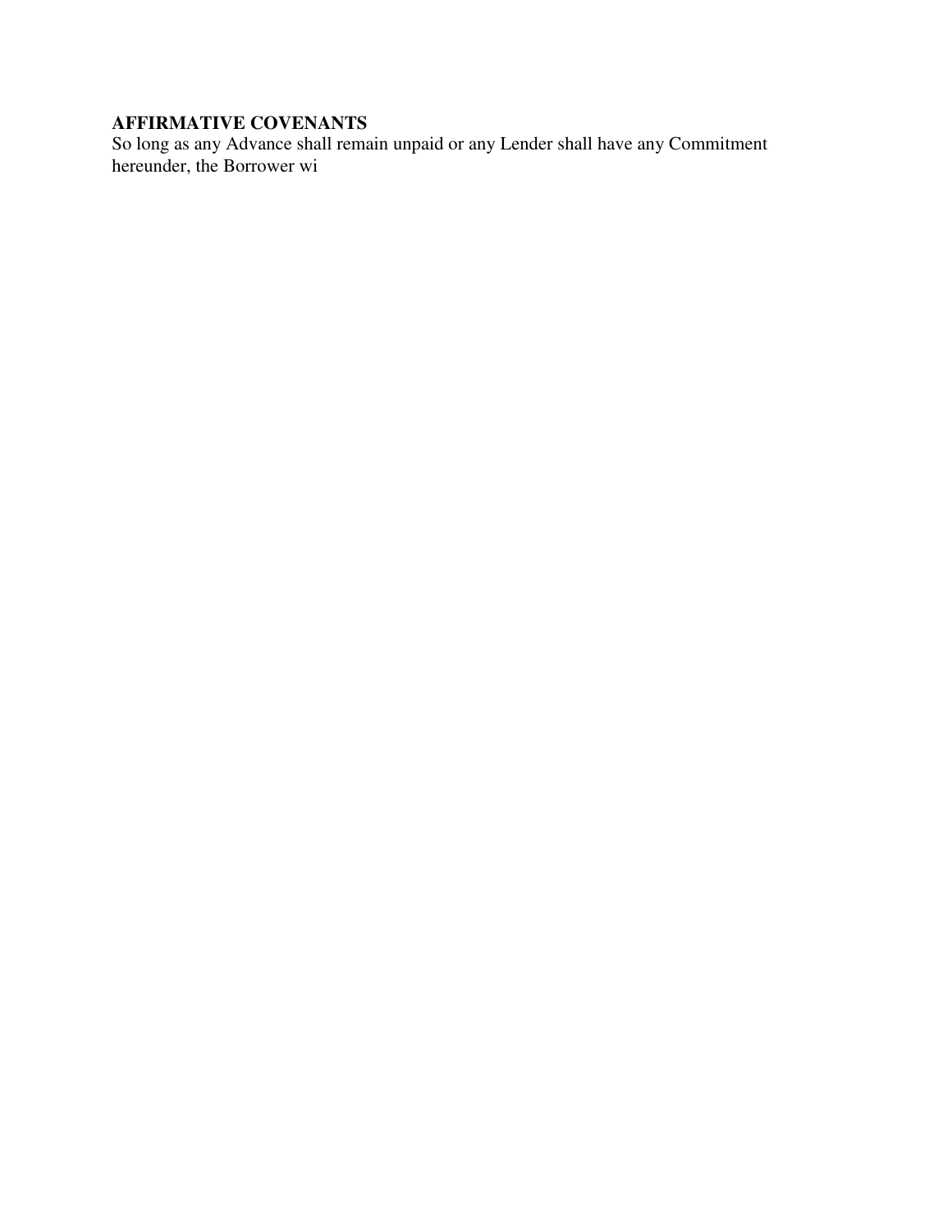**AFFIRMATIVE COVENANTS**

So long as any Advance shall remain unpaid or any Lender shall have any Commitment hereunder, the Borrower wi